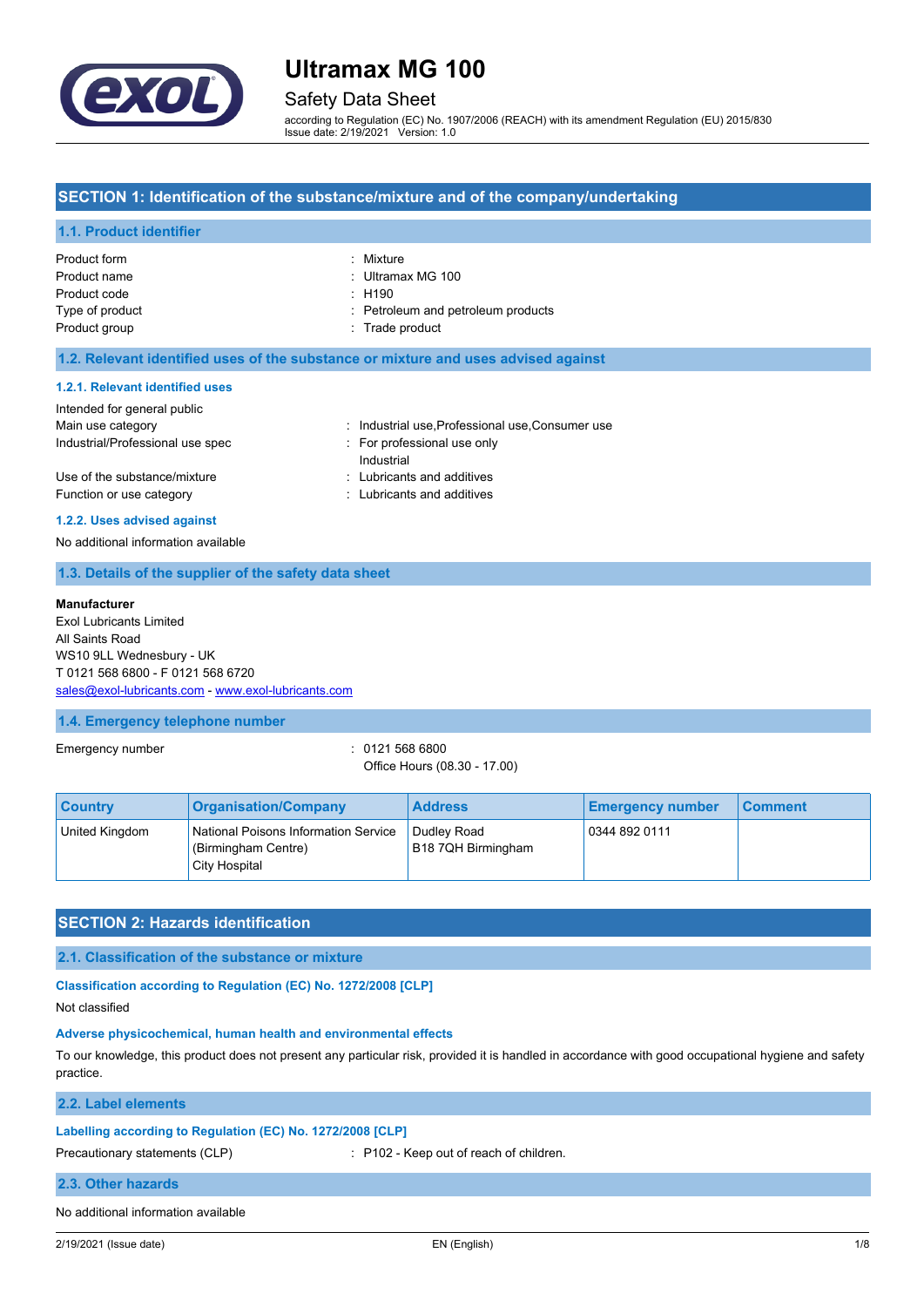# Ultramax MG 100

## Safety Data Sheet

according to Regulation (EC) No. 1907/2006 (REACH) with its amendment Regulation (EU) 2015/830
Issue date: 2/19/2021 Version: 1.0

## SECTION 1: Identification of the substance/mixture and of the company/undertaking

### 1.1. Product identifier

| | |
|---|---|
| Product form | : Mixture |
| Product name | : Ultramax MG 100 |
| Product code | : H190 |
| Type of product | : Petroleum and petroleum products |
| Product group | : Trade product |

### 1.2. Relevant identified uses of the substance or mixture and uses advised against

#### 1.2.1. Relevant identified uses

Intended for general public

| | |
|---|---|
| Main use category | : Industrial use,Professional use,Consumer use |
| Industrial/Professional use spec | : For professional use only<br>Industrial |
| Use of the substance/mixture | : Lubricants and additives |
| Function or use category | : Lubricants and additives |

#### 1.2.2. Uses advised against

No additional information available

### 1.3. Details of the supplier of the safety data sheet

**Manufacturer**
Exol Lubricants Limited
All Saints Road
WS10 9LL Wednesbury - UK
T 0121 568 6800 - F 0121 568 6720
sales@exol-lubricants.com - www.exol-lubricants.com

### 1.4. Emergency telephone number

Emergency number : 0121 568 6800
Office Hours (08.30 - 17.00)

| Country | Organisation/Company | Address | Emergency number | Comment |
|---|---|---|---|---|
| United Kingdom | National Poisons Information Service (Birmingham Centre)<br>City Hospital | Dudley Road<br>B18 7QH Birmingham | 0344 892 0111 | |

## SECTION 2: Hazards identification

### 2.1. Classification of the substance or mixture

**Classification according to Regulation (EC) No. 1272/2008 [CLP]**

Not classified

**Adverse physicochemical, human health and environmental effects**

To our knowledge, this product does not present any particular risk, provided it is handled in accordance with good occupational hygiene and safety practice.

### 2.2. Label elements

**Labelling according to Regulation (EC) No. 1272/2008 [CLP]**

Precautionary statements (CLP) : P102 - Keep out of reach of children.

### 2.3. Other hazards

No additional information available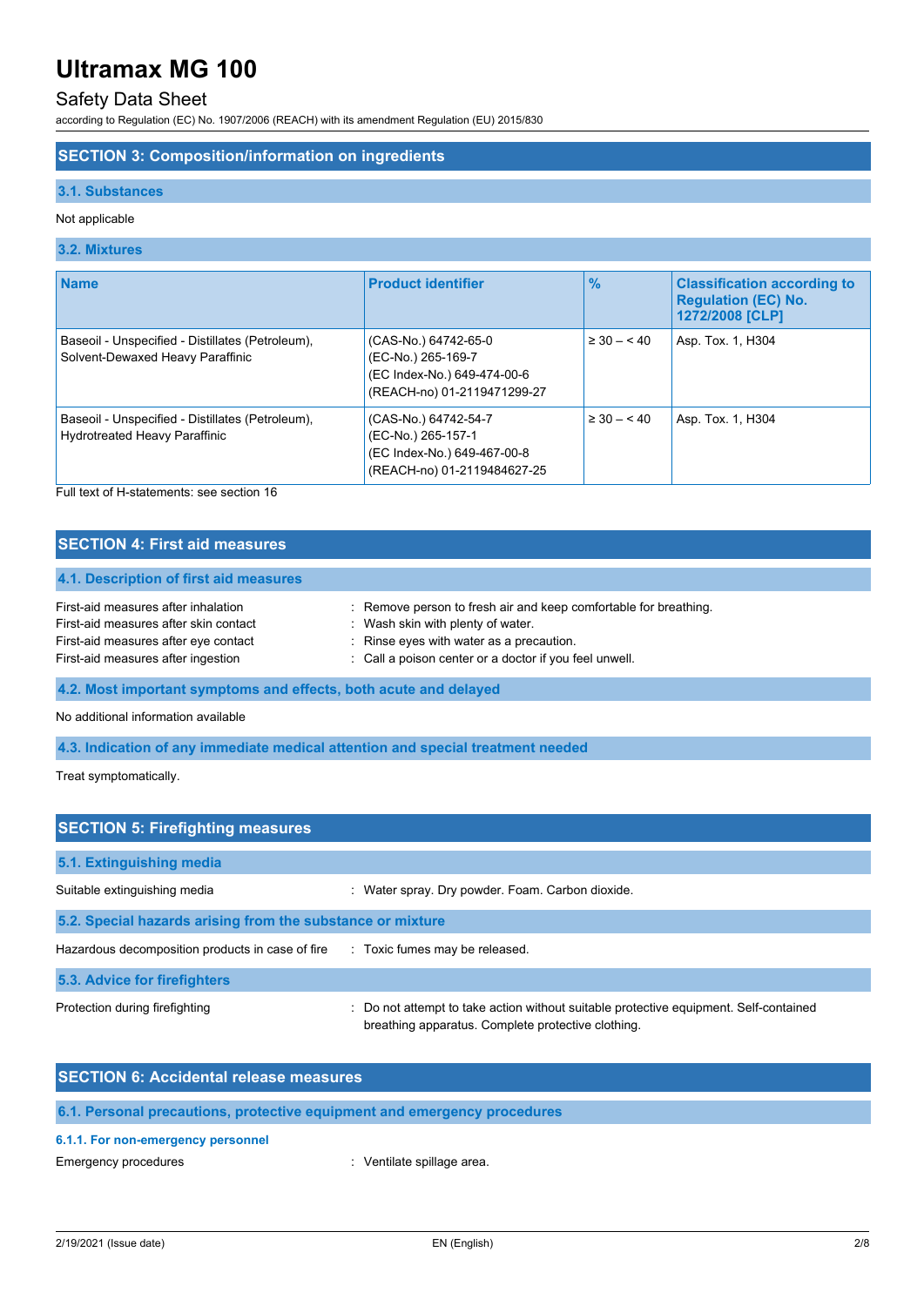## SECTION 3: Composition/information on ingredients

### 3.1. Substances

Not applicable

### 3.2. Mixtures

| Name | Product identifier | % | Classification according to Regulation (EC) No. 1272/2008 [CLP] |
|---|---|---|---|
| Baseoil - Unspecified - Distillates (Petroleum), Solvent-Dewaxed Heavy Paraffinic | (CAS-No.) 64742-65-0<br>(EC-No.) 265-169-7<br>(EC Index-No.) 649-474-00-6<br>(REACH-no) 01-2119471299-27 | ≥ 30 – < 40 | Asp. Tox. 1, H304 |
| Baseoil - Unspecified - Distillates (Petroleum), Hydrotreated Heavy Paraffinic | (CAS-No.) 64742-54-7<br>(EC-No.) 265-157-1<br>(EC Index-No.) 649-467-00-8<br>(REACH-no) 01-2119484627-25 | ≥ 30 – < 40 | Asp. Tox. 1, H304 |

Full text of H-statements: see section 16

## SECTION 4: First aid measures

### 4.1. Description of first aid measures

First-aid measures after inhalation : Remove person to fresh air and keep comfortable for breathing.

First-aid measures after skin contact : Wash skin with plenty of water.

First-aid measures after eye contact : Rinse eyes with water as a precaution.

First-aid measures after ingestion : Call a poison center or a doctor if you feel unwell.

### 4.2. Most important symptoms and effects, both acute and delayed

No additional information available

### 4.3. Indication of any immediate medical attention and special treatment needed

Treat symptomatically.

## SECTION 5: Firefighting measures

### 5.1. Extinguishing media

Suitable extinguishing media : Water spray. Dry powder. Foam. Carbon dioxide.

### 5.2. Special hazards arising from the substance or mixture

Hazardous decomposition products in case of fire : Toxic fumes may be released.

### 5.3. Advice for firefighters

Protection during firefighting : Do not attempt to take action without suitable protective equipment. Self-contained breathing apparatus. Complete protective clothing.

## SECTION 6: Accidental release measures

### 6.1. Personal precautions, protective equipment and emergency procedures

#### 6.1.1. For non-emergency personnel

Emergency procedures : Ventilate spillage area.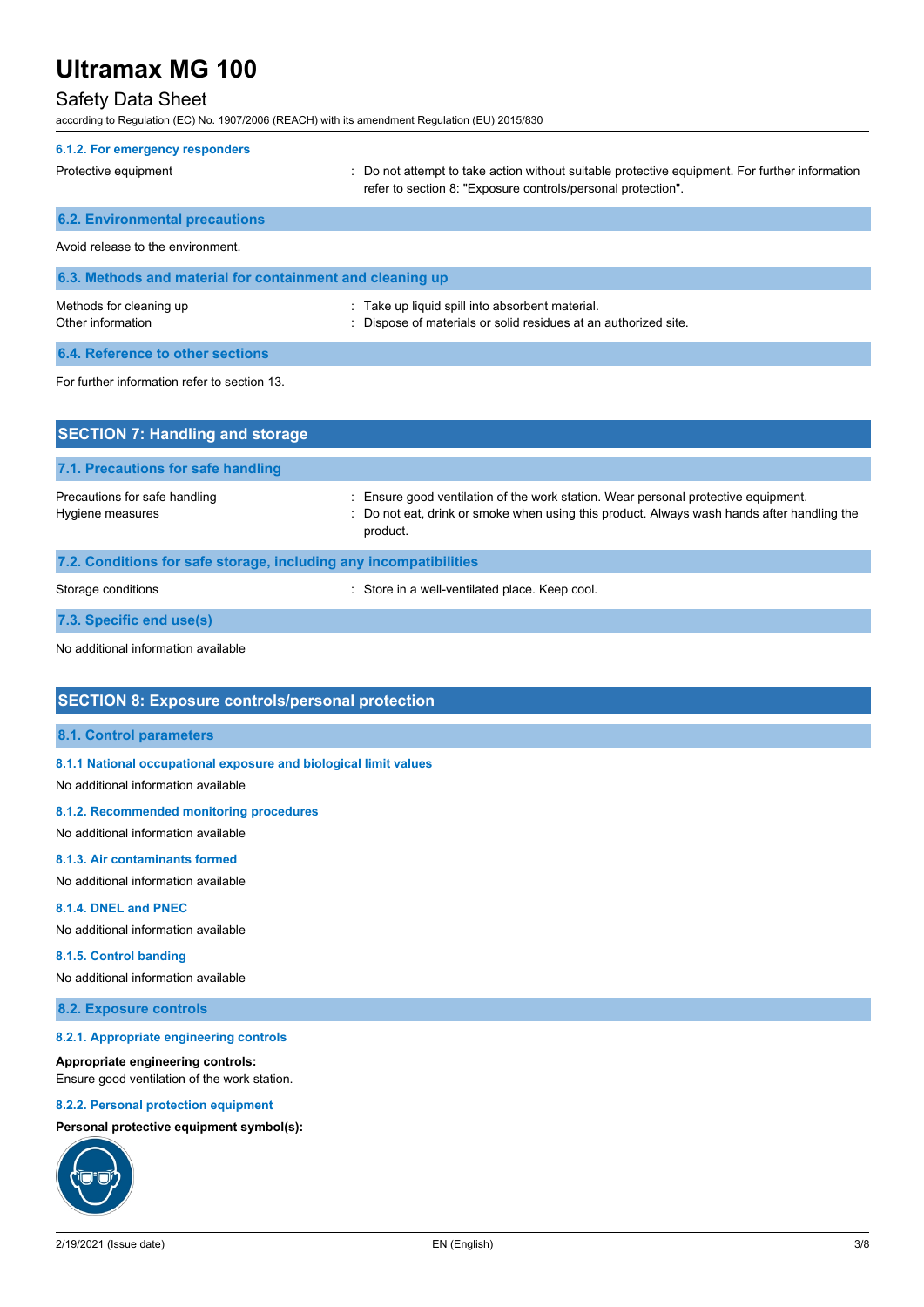#### 6.1.2. For emergency responders

| | |
|---|---|
| Protective equipment | : Do not attempt to take action without suitable protective equipment. For further information refer to section 8: "Exposure controls/personal protection". |

### 6.2. Environmental precautions

Avoid release to the environment.

### 6.3. Methods and material for containment and cleaning up

| | |
|---|---|
| Methods for cleaning up | : Take up liquid spill into absorbent material. |
| Other information | : Dispose of materials or solid residues at an authorized site. |

### 6.4. Reference to other sections

For further information refer to section 13.

## SECTION 7: Handling and storage

### 7.1. Precautions for safe handling

| | |
|---|---|
| Precautions for safe handling | : Ensure good ventilation of the work station. Wear personal protective equipment. |
| Hygiene measures | : Do not eat, drink or smoke when using this product. Always wash hands after handling the product. |

### 7.2. Conditions for safe storage, including any incompatibilities

| | |
|---|---|
| Storage conditions | : Store in a well-ventilated place. Keep cool. |

### 7.3. Specific end use(s)

No additional information available

## SECTION 8: Exposure controls/personal protection

### 8.1. Control parameters

#### 8.1.1 National occupational exposure and biological limit values

No additional information available

#### 8.1.2. Recommended monitoring procedures

No additional information available

#### 8.1.3. Air contaminants formed

No additional information available

#### 8.1.4. DNEL and PNEC

No additional information available

#### 8.1.5. Control banding

No additional information available

### 8.2. Exposure controls

#### 8.2.1. Appropriate engineering controls

**Appropriate engineering controls:**
Ensure good ventilation of the work station.

#### 8.2.2. Personal protection equipment

**Personal protective equipment symbol(s):**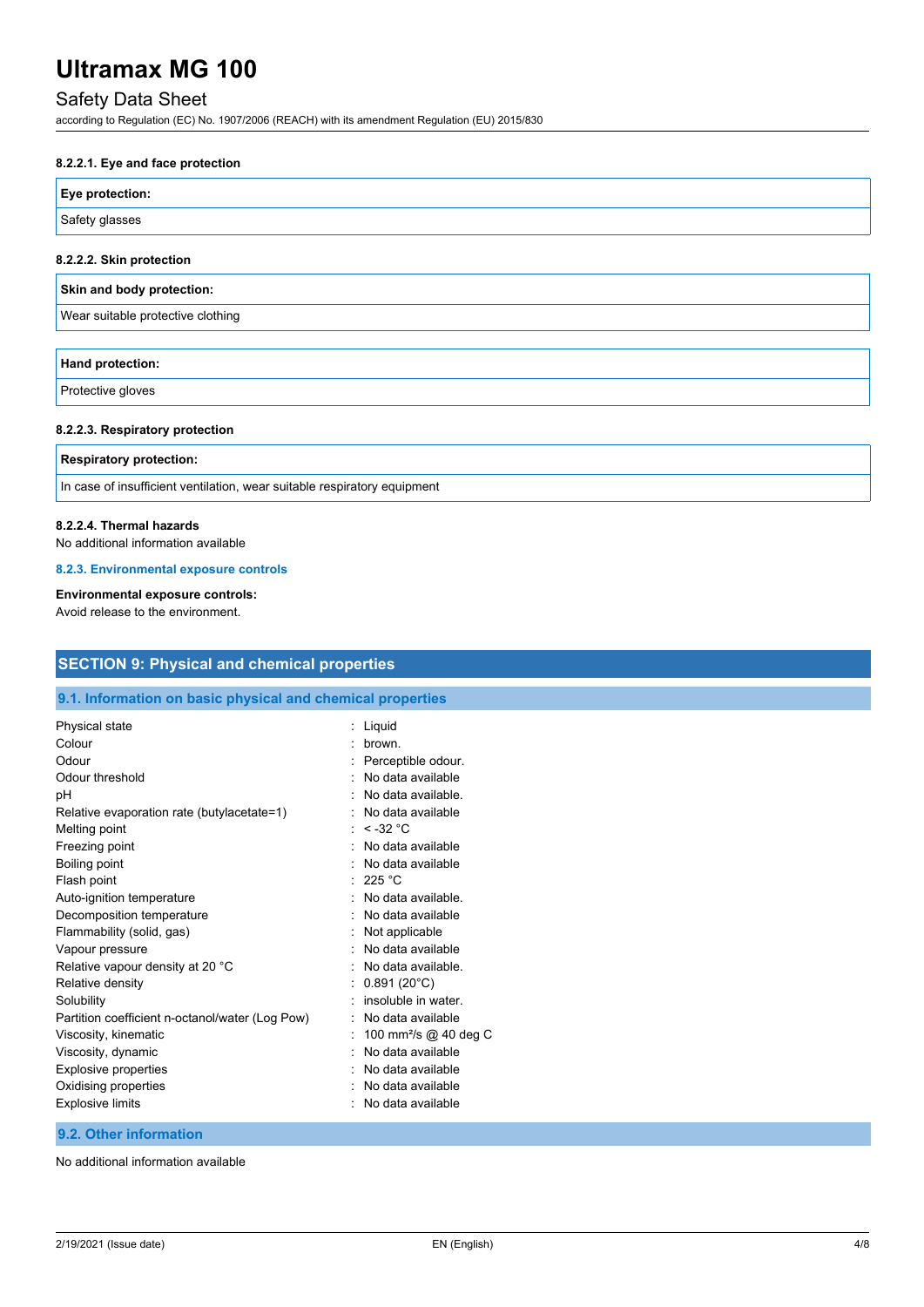#### 8.2.2.1. Eye and face protection

| Eye protection: |
| --- |
| Safety glasses |

#### 8.2.2.2. Skin protection

| Skin and body protection: |
| --- |
| Wear suitable protective clothing |

| Hand protection: |
| --- |
| Protective gloves |

#### 8.2.2.3. Respiratory protection

| Respiratory protection: |
| --- |
| In case of insufficient ventilation, wear suitable respiratory equipment |

#### 8.2.2.4. Thermal hazards

No additional information available

### 8.2.3. Environmental exposure controls

**Environmental exposure controls:**

Avoid release to the environment.

## SECTION 9: Physical and chemical properties

### 9.1. Information on basic physical and chemical properties

| Property | Value |
| --- | --- |
| Physical state | Liquid |
| Colour | brown. |
| Odour | Perceptible odour. |
| Odour threshold | No data available |
| pH | No data available. |
| Relative evaporation rate (butylacetate=1) | No data available |
| Melting point | < -32 °C |
| Freezing point | No data available |
| Boiling point | No data available |
| Flash point | 225 °C |
| Auto-ignition temperature | No data available. |
| Decomposition temperature | No data available |
| Flammability (solid, gas) | Not applicable |
| Vapour pressure | No data available |
| Relative vapour density at 20 °C | No data available. |
| Relative density | 0.891 (20°C) |
| Solubility | insoluble in water. |
| Partition coefficient n-octanol/water (Log Pow) | No data available |
| Viscosity, kinematic | 100 mm²/s @ 40 deg C |
| Viscosity, dynamic | No data available |
| Explosive properties | No data available |
| Oxidising properties | No data available |
| Explosive limits | No data available |

### 9.2. Other information

No additional information available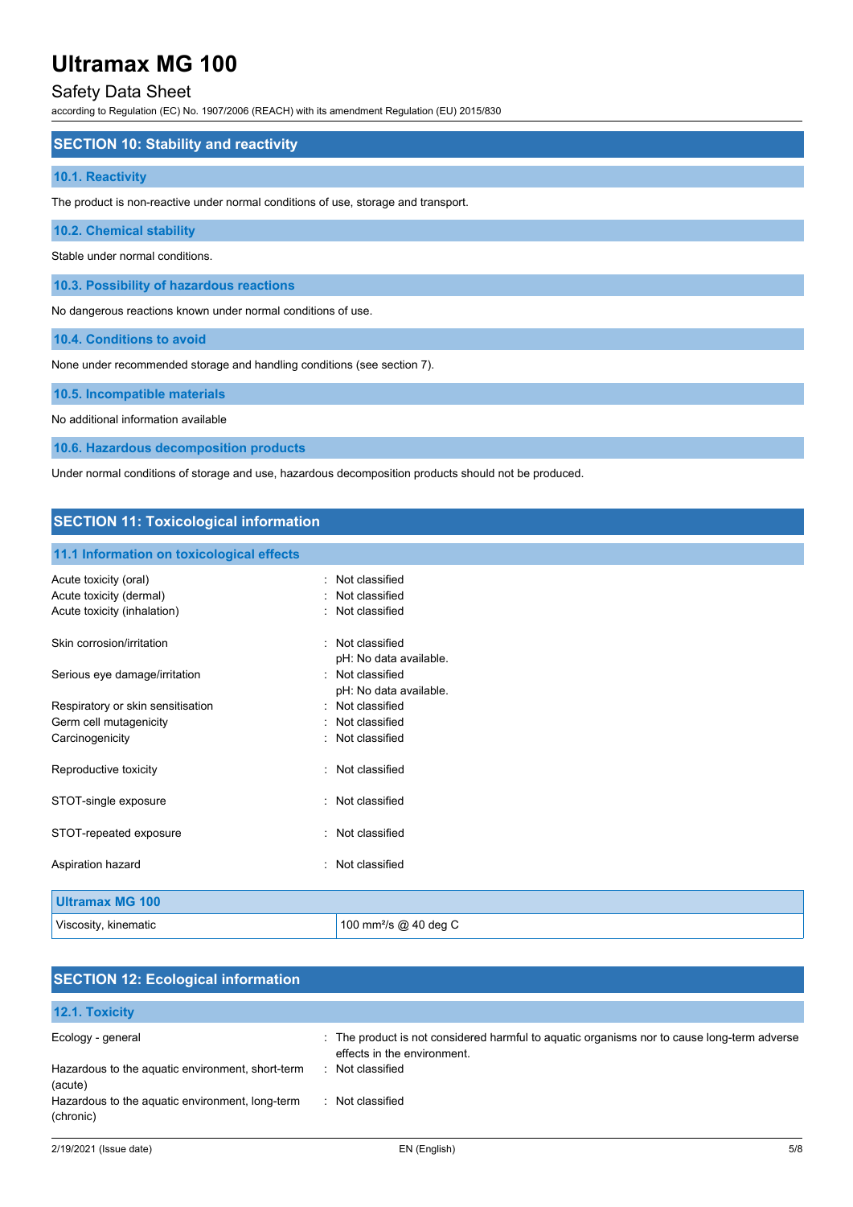## SECTION 10: Stability and reactivity

### 10.1. Reactivity

The product is non-reactive under normal conditions of use, storage and transport.

### 10.2. Chemical stability

Stable under normal conditions.

### 10.3. Possibility of hazardous reactions

No dangerous reactions known under normal conditions of use.

### 10.4. Conditions to avoid

None under recommended storage and handling conditions (see section 7).

### 10.5. Incompatible materials

No additional information available

### 10.6. Hazardous decomposition products

Under normal conditions of storage and use, hazardous decomposition products should not be produced.

## SECTION 11: Toxicological information

### 11.1 Information on toxicological effects

Acute toxicity (oral) : Not classified
Acute toxicity (dermal) : Not classified
Acute toxicity (inhalation) : Not classified

Skin corrosion/irritation : Not classified
pH: No data available.

Serious eye damage/irritation : Not classified
pH: No data available.

Respiratory or skin sensitisation : Not classified
Germ cell mutagenicity : Not classified
Carcinogenicity : Not classified

Reproductive toxicity : Not classified

STOT-single exposure : Not classified

STOT-repeated exposure : Not classified

Aspiration hazard : Not classified

| Ultramax MG 100 | |
|---|---|
| Viscosity, kinematic | 100 $mm^2/s$ @ 40 deg C |

## SECTION 12: Ecological information

### 12.1. Toxicity

Ecology - general : The product is not considered harmful to aquatic organisms nor to cause long-term adverse effects in the environment.

Hazardous to the aquatic environment, short-term (acute) : Not classified

Hazardous to the aquatic environment, long-term (chronic) : Not classified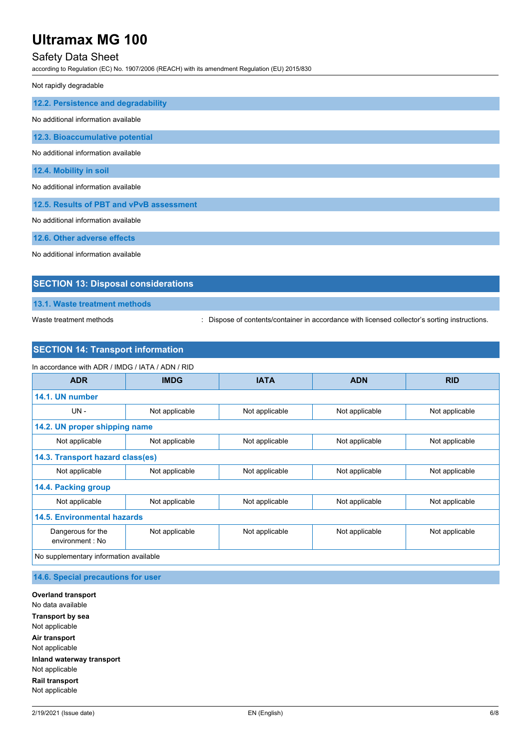Not rapidly degradable

### 12.2. Persistence and degradability

No additional information available

### 12.3. Bioaccumulative potential

No additional information available

### 12.4. Mobility in soil

No additional information available

### 12.5. Results of PBT and vPvB assessment

No additional information available

### 12.6. Other adverse effects

No additional information available

## SECTION 13: Disposal considerations

### 13.1. Waste treatment methods

Waste treatment methods : Dispose of contents/container in accordance with licensed collector's sorting instructions.

## SECTION 14: Transport information

In accordance with ADR / IMDG / IATA / ADN / RID

| ADR | IMDG | IATA | ADN | RID |
|---|---|---|---|---|
| **14.1. UN number** | | | | |
| UN - | Not applicable | Not applicable | Not applicable | Not applicable |
| **14.2. UN proper shipping name** | | | | |
| Not applicable | Not applicable | Not applicable | Not applicable | Not applicable |
| **14.3. Transport hazard class(es)** | | | | |
| Not applicable | Not applicable | Not applicable | Not applicable | Not applicable |
| **14.4. Packing group** | | | | |
| Not applicable | Not applicable | Not applicable | Not applicable | Not applicable |
| **14.5. Environmental hazards** | | | | |
| Dangerous for the environment : No | Not applicable | Not applicable | Not applicable | Not applicable |
| No supplementary information available | | | | |

### 14.6. Special precautions for user

**Overland transport**
No data available
**Transport by sea**
Not applicable
**Air transport**
Not applicable
**Inland waterway transport**
Not applicable
**Rail transport**
Not applicable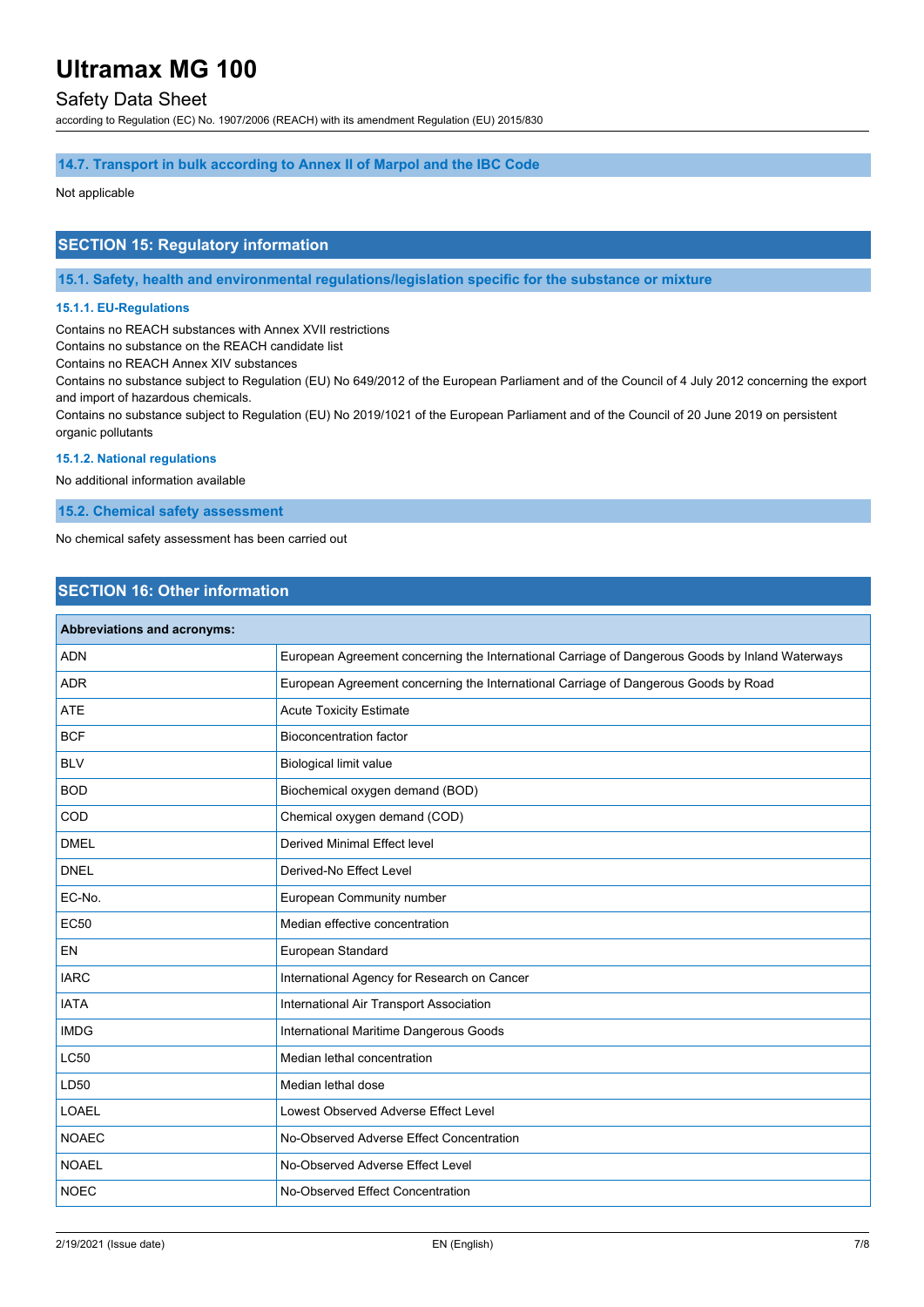### 14.7. Transport in bulk according to Annex II of Marpol and the IBC Code

Not applicable

## SECTION 15: Regulatory information

### 15.1. Safety, health and environmental regulations/legislation specific for the substance or mixture

#### 15.1.1. EU-Regulations

Contains no REACH substances with Annex XVII restrictions
Contains no substance on the REACH candidate list
Contains no REACH Annex XIV substances
Contains no substance subject to Regulation (EU) No 649/2012 of the European Parliament and of the Council of 4 July 2012 concerning the export and import of hazardous chemicals.
Contains no substance subject to Regulation (EU) No 2019/1021 of the European Parliament and of the Council of 20 June 2019 on persistent organic pollutants

#### 15.1.2. National regulations

No additional information available

### 15.2. Chemical safety assessment

No chemical safety assessment has been carried out

## SECTION 16: Other information

| Abbreviations and acronyms: | |
|---|---|
| ADN | European Agreement concerning the International Carriage of Dangerous Goods by Inland Waterways |
| ADR | European Agreement concerning the International Carriage of Dangerous Goods by Road |
| ATE | Acute Toxicity Estimate |
| BCF | Bioconcentration factor |
| BLV | Biological limit value |
| BOD | Biochemical oxygen demand (BOD) |
| COD | Chemical oxygen demand (COD) |
| DMEL | Derived Minimal Effect level |
| DNEL | Derived-No Effect Level |
| EC-No. | European Community number |
| EC50 | Median effective concentration |
| EN | European Standard |
| IARC | International Agency for Research on Cancer |
| IATA | International Air Transport Association |
| IMDG | International Maritime Dangerous Goods |
| LC50 | Median lethal concentration |
| LD50 | Median lethal dose |
| LOAEL | Lowest Observed Adverse Effect Level |
| NOAEC | No-Observed Adverse Effect Concentration |
| NOAEL | No-Observed Adverse Effect Level |
| NOEC | No-Observed Effect Concentration |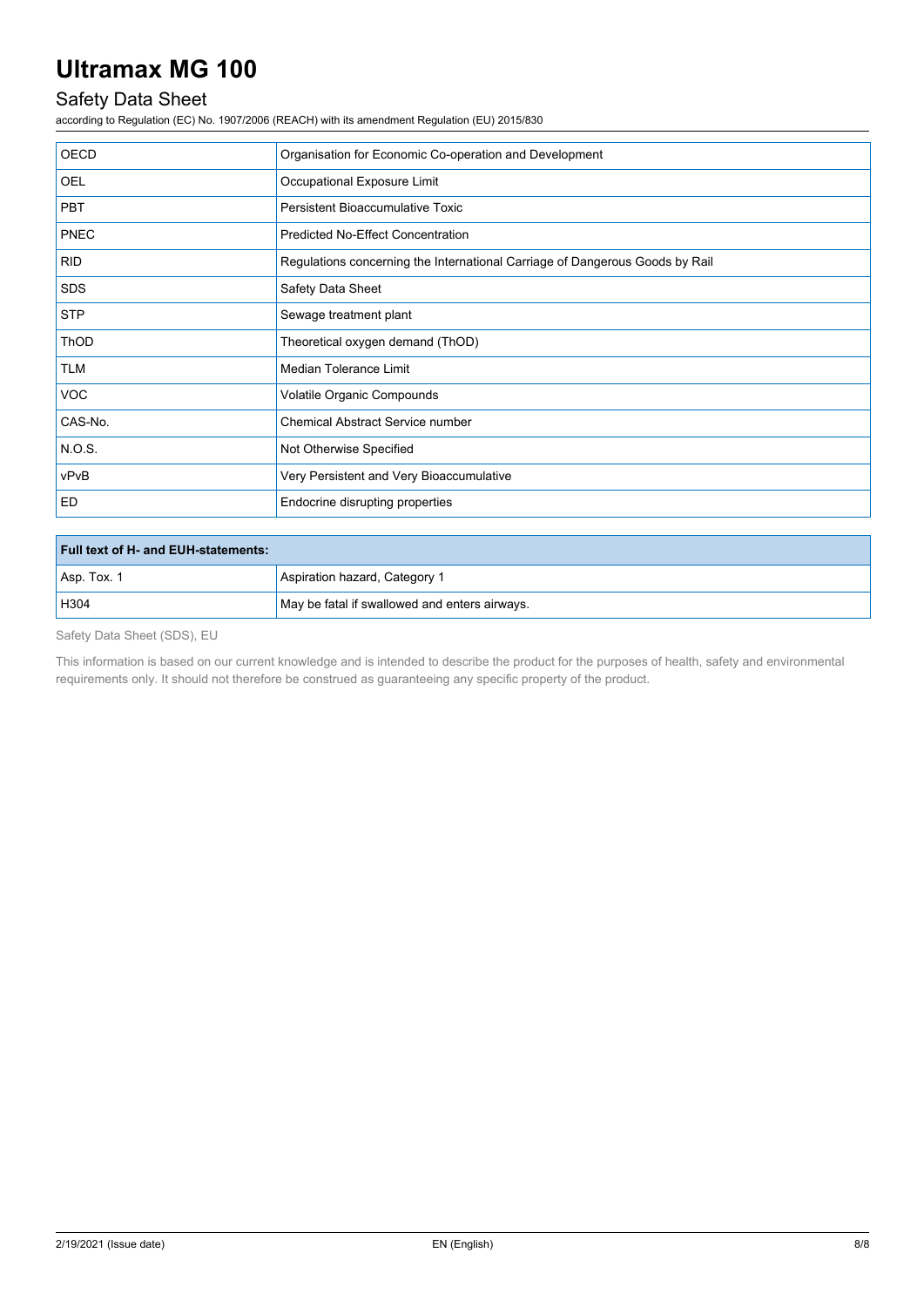| | |
|---|---|
| OECD | Organisation for Economic Co-operation and Development |
| OEL | Occupational Exposure Limit |
| PBT | Persistent Bioaccumulative Toxic |
| PNEC | Predicted No-Effect Concentration |
| RID | Regulations concerning the International Carriage of Dangerous Goods by Rail |
| SDS | Safety Data Sheet |
| STP | Sewage treatment plant |
| ThOD | Theoretical oxygen demand (ThOD) |
| TLM | Median Tolerance Limit |
| VOC | Volatile Organic Compounds |
| CAS-No. | Chemical Abstract Service number |
| N.O.S. | Not Otherwise Specified |
| vPvB | Very Persistent and Very Bioaccumulative |
| ED | Endocrine disrupting properties |

| Full text of H- and EUH-statements: | |
|---|---|
| Asp. Tox. 1 | Aspiration hazard, Category 1 |
| H304 | May be fatal if swallowed and enters airways. |

Safety Data Sheet (SDS), EU

This information is based on our current knowledge and is intended to describe the product for the purposes of health, safety and environmental requirements only. It should not therefore be construed as guaranteeing any specific property of the product.